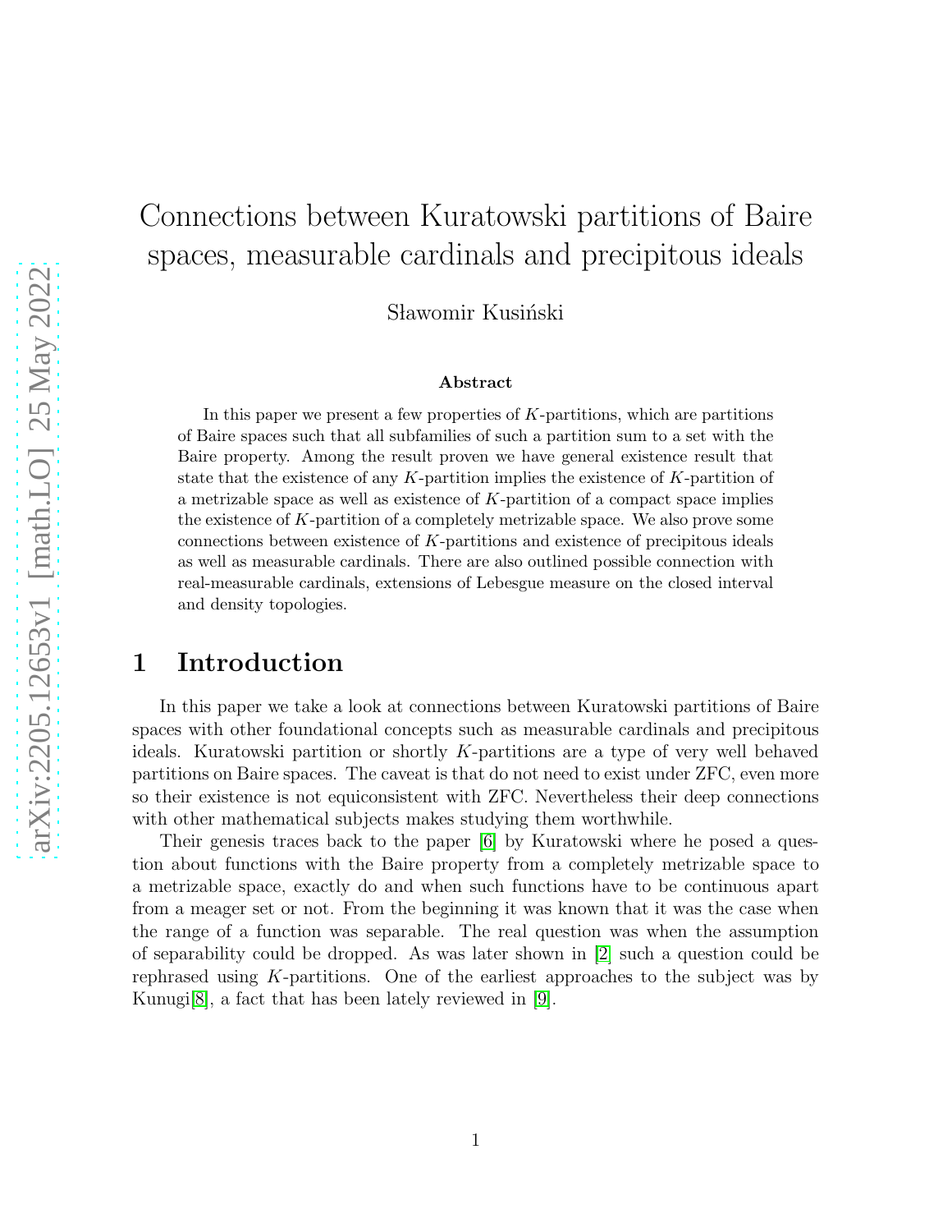# Connections between Kuratowski partitions of Baire spaces, measurable cardinals and precipitous ideals

Sławomir Kusiński

**Abstract**

In this paper we present a few properties of $K$-partitions, which are partitions of Baire spaces such that all subfamilies of such a partition sum to a set with the Baire property. Among the result proven we have general existence result that state that the existence of any $K$-partition implies the existence of $K$-partition of a metrizable space as well as existence of $K$-partition of a compact space implies the existence of $K$-partition of a completely metrizable space. We also prove some connections between existence of $K$-partitions and existence of precipitous ideals as well as measurable cardinals. There are also outlined possible connection with real-measurable cardinals, extensions of Lebesgue measure on the closed interval and density topologies.

## 1 Introduction

In this paper we take a look at connections between Kuratowski partitions of Baire spaces with other foundational concepts such as measurable cardinals and precipitous ideals. Kuratowski partition or shortly $K$-partitions are a type of very well behaved partitions on Baire spaces. The caveat is that do not need to exist under ZFC, even more so their existence is not equiconsistent with ZFC. Nevertheless their deep connections with other mathematical subjects makes studying them worthwhile.

Their genesis traces back to the paper [6] by Kuratowski where he posed a question about functions with the Baire property from a completely metrizable space to a metrizable space, exactly do and when such functions have to be continuous apart from a meager set or not. From the beginning it was known that it was the case when the range of a function was separable. The real question was when the assumption of separability could be dropped. As was later shown in [2] such a question could be rephrased using $K$-partitions. One of the earliest approaches to the subject was by Kunugi[8], a fact that has been lately reviewed in [9].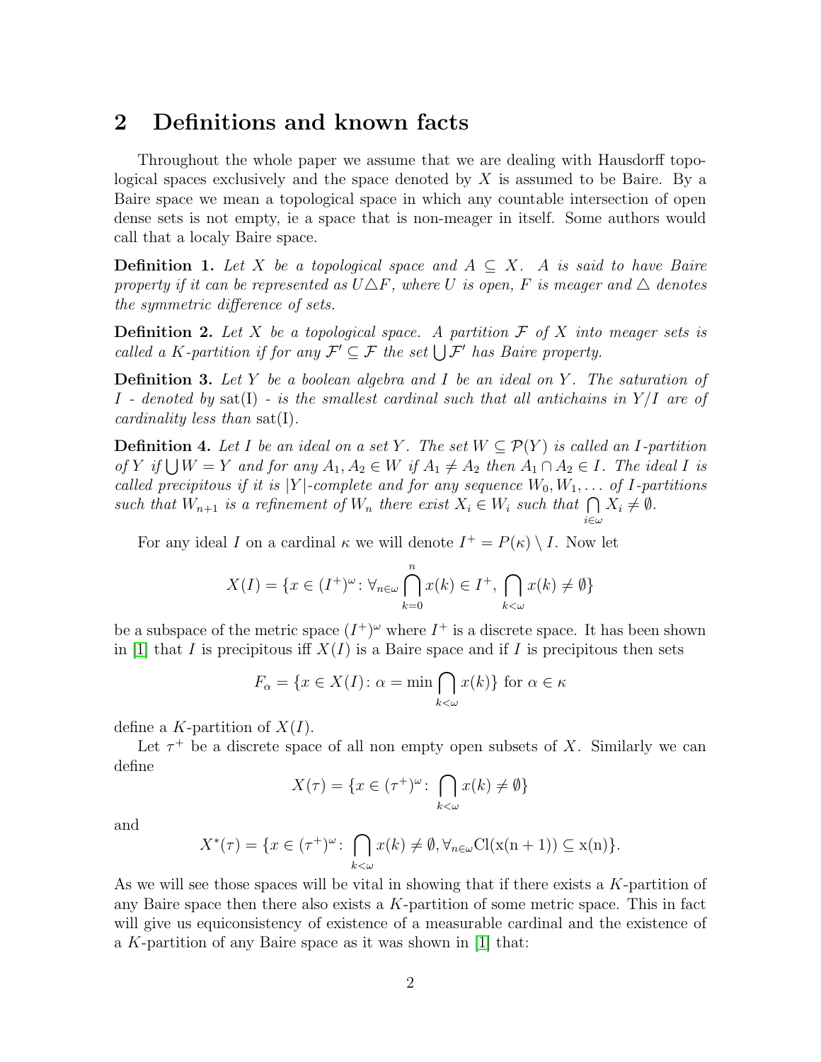## 2 Definitions and known facts

Throughout the whole paper we assume that we are dealing with Hausdorff topological spaces exclusively and the space denoted by $X$ is assumed to be Baire. By a Baire space we mean a topological space in which any countable intersection of open dense sets is not empty, ie a space that is non-meager in itself. Some authors would call that a localy Baire space.

**Definition 1.** *Let $X$ be a topological space and $A \subseteq X$. $A$ is said to have Baire property if it can be represented as $U \triangle F$, where $U$ is open, $F$ is meager and $\triangle$ denotes the symmetric difference of sets.*

**Definition 2.** *Let $X$ be a topological space. A partition $\mathcal{F}$ of $X$ into meager sets is called a $K$-partition if for any $\mathcal{F}' \subseteq \mathcal{F}$ the set $\bigcup \mathcal{F}'$ has Baire property.*

**Definition 3.** *Let $Y$ be a boolean algebra and $I$ be an ideal on $Y$. The saturation of $I$ - denoted by $\mathrm{sat(I)}$ - is the smallest cardinal such that all antichains in $Y/I$ are of cardinality less than $\mathrm{sat(I)}$.*

**Definition 4.** *Let $I$ be an ideal on a set $Y$. The set $W \subseteq \mathcal{P}(Y)$ is called an $I$-partition of $Y$ if $\bigcup W = Y$ and for any $A_1, A_2 \in W$ if $A_1 \neq A_2$ then $A_1 \cap A_2 \in I$. The ideal $I$ is called precipitous if it is $|Y|$-complete and for any sequence $W_0, W_1, \ldots$ of $I$-partitions such that $W_{n+1}$ is a refinement of $W_n$ there exist $X_i \in W_i$ such that $\bigcap_{i \in \omega} X_i \neq \emptyset$.*

For any ideal $I$ on a cardinal $\kappa$ we will denote $I^+ = P(\kappa) \setminus I$. Now let

$$X(I) = \{x \in (I^+)^\omega \colon \forall_{n \in \omega} \bigcap_{k=0}^{n} x(k) \in I^+, \bigcap_{k<\omega} x(k) \neq \emptyset\}$$

be a subspace of the metric space $(I^+)^\omega$ where $I^+$ is a discrete space. It has been shown in [1] that $I$ is precipitous iff $X(I)$ is a Baire space and if $I$ is precipitous then sets

$$F_\alpha = \{x \in X(I) \colon \alpha = \min \bigcap_{k<\omega} x(k)\} \text{ for } \alpha \in \kappa$$

define a $K$-partition of $X(I)$.

Let $\tau^+$ be a discrete space of all non empty open subsets of $X$. Similarly we can define

$$X(\tau) = \{x \in (\tau^+)^\omega \colon \bigcap_{k<\omega} x(k) \neq \emptyset\}$$

and

$$X^*(\tau) = \{x \in (\tau^+)^\omega \colon \bigcap_{k<\omega} x(k) \neq \emptyset, \forall_{n \in \omega} \mathrm{Cl}(x(n+1)) \subseteq x(n)\}.$$

As we will see those spaces will be vital in showing that if there exists a $K$-partition of any Baire space then there also exists a $K$-partition of some metric space. This in fact will give us equiconsistency of existence of a measurable cardinal and the existence of a $K$-partition of any Baire space as it was shown in [1] that: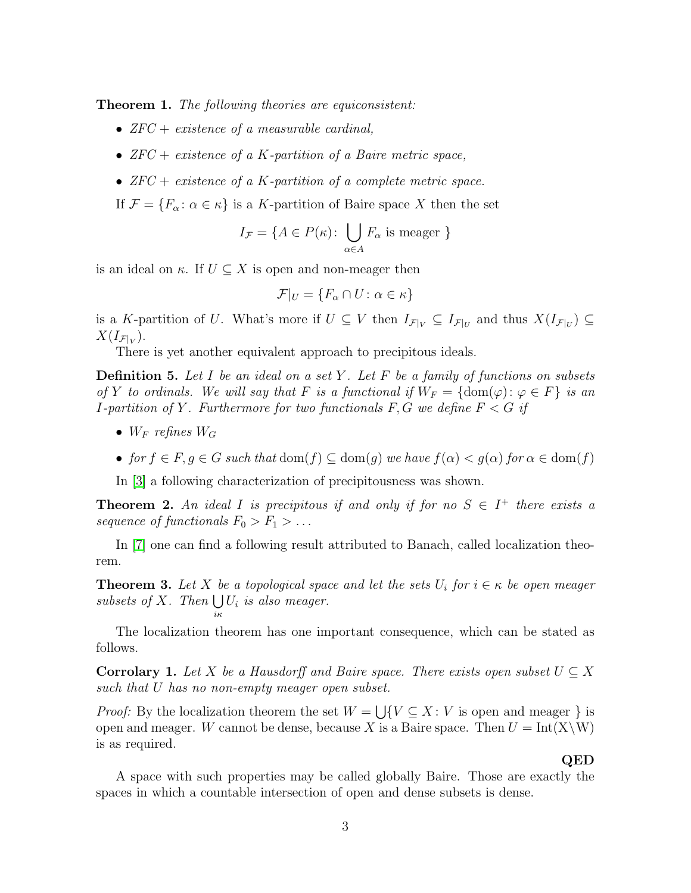**Theorem 1.** *The following theories are equiconsistent:*

- *ZFC + existence of a measurable cardinal,*
- *ZFC + existence of a K-partition of a Baire metric space,*
- *ZFC + existence of a K-partition of a complete metric space.*

If $\mathcal{F} = \{F_\alpha : \alpha \in \kappa\}$ is a $K$-partition of Baire space $X$ then the set

$$I_{\mathcal{F}} = \{A \in P(\kappa) : \bigcup_{\alpha \in A} F_\alpha \text{ is meager }\}$$

is an ideal on $\kappa$. If $U \subseteq X$ is open and non-meager then

$$\mathcal{F}|_U = \{F_\alpha \cap U : \alpha \in \kappa\}$$

is a $K$-partition of $U$. What's more if $U \subseteq V$ then $I_{\mathcal{F}|_V} \subseteq I_{\mathcal{F}|_U}$ and thus $X(I_{\mathcal{F}|_U}) \subseteq X(I_{\mathcal{F}|_V})$.

There is yet another equivalent approach to precipitous ideals.

**Definition 5.** *Let $I$ be an ideal on a set $Y$. Let $F$ be a family of functions on subsets of $Y$ to ordinals. We will say that $F$ is a functional if $W_F = \{\mathrm{dom}(\varphi) : \varphi \in F\}$ is an $I$-partition of $Y$. Furthermore for two functionals $F, G$ we define $F < G$ if*

- *$W_F$ refines $W_G$*
- *for $f \in F, g \in G$ such that $\mathrm{dom}(f) \subseteq \mathrm{dom}(g)$ we have $f(\alpha) < g(\alpha)$ for $\alpha \in \mathrm{dom}(f)$*

In [3] a following characterization of precipitousness was shown.

**Theorem 2.** *An ideal $I$ is precipitous if and only if for no $S \in I^+$ there exists a sequence of functionals $F_0 > F_1 > \dots$*

In [7] one can find a following result attributed to Banach, called localization theorem.

**Theorem 3.** *Let $X$ be a topological space and let the sets $U_i$ for $i \in \kappa$ be open meager subsets of $X$. Then $\bigcup_{i\kappa} U_i$ is also meager.*

The localization theorem has one important consequence, which can be stated as follows.

**Corrolary 1.** *Let $X$ be a Hausdorff and Baire space. There exists open subset $U \subseteq X$ such that $U$ has no non-empty meager open subset.*

*Proof:* By the localization theorem the set $W = \bigcup\{V \subseteq X : V \text{ is open and meager }\}$ is open and meager. $W$ cannot be dense, because $X$ is a Baire space. Then $U = \mathrm{Int}(X \setminus W)$ is as required.

**QED**

A space with such properties may be called globally Baire. Those are exactly the spaces in which a countable intersection of open and dense subsets is dense.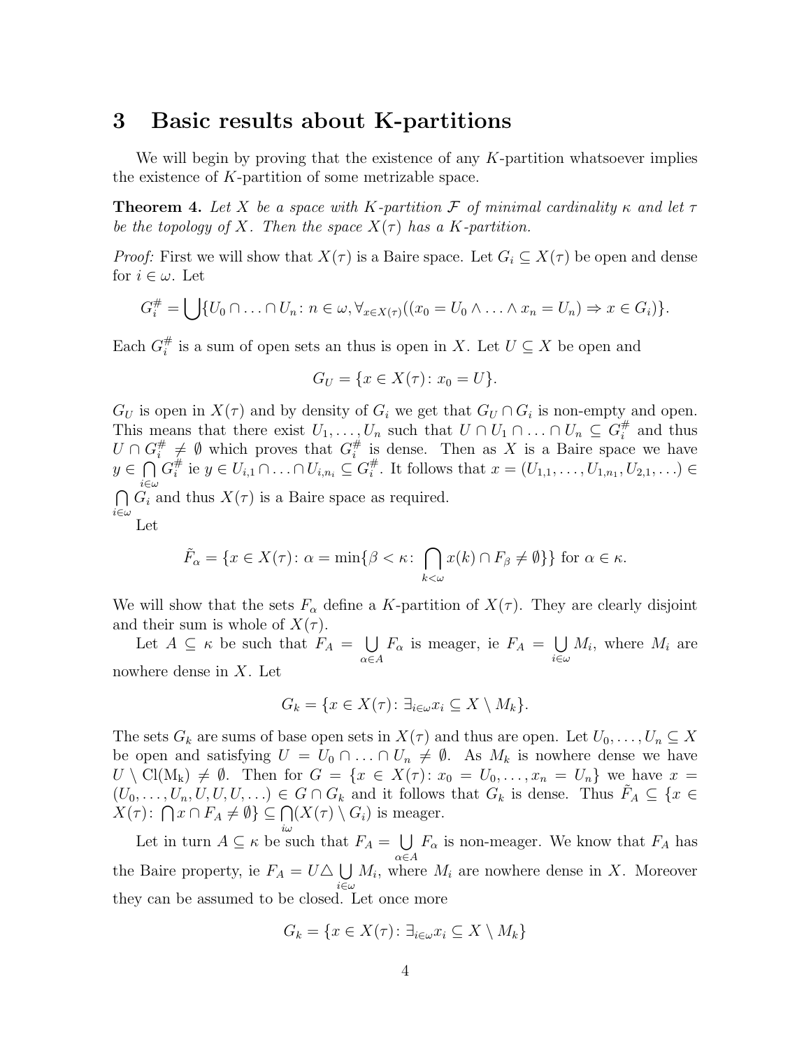## 3 Basic results about K-partitions

We will begin by proving that the existence of any $K$-partition whatsoever implies the existence of $K$-partition of some metrizable space.

**Theorem 4.** *Let $X$ be a space with $K$-partition $\mathcal{F}$ of minimal cardinality $\kappa$ and let $\tau$ be the topology of $X$. Then the space $X(\tau)$ has a $K$-partition.*

*Proof:* First we will show that $X(\tau)$ is a Baire space. Let $G_i \subseteq X(\tau)$ be open and dense for $i \in \omega$. Let

$$G_i^{\#} = \bigcup \{U_0 \cap \ldots \cap U_n \colon n \in \omega, \forall_{x \in X(\tau)}((x_0 = U_0 \wedge \ldots \wedge x_n = U_n) \Rightarrow x \in G_i)\}.$$

Each $G_i^{\#}$ is a sum of open sets an thus is open in $X$. Let $U \subseteq X$ be open and

$$G_U = \{x \in X(\tau) \colon x_0 = U\}.$$

$G_U$ is open in $X(\tau)$ and by density of $G_i$ we get that $G_U \cap G_i$ is non-empty and open. This means that there exist $U_1, \ldots, U_n$ such that $U \cap U_1 \cap \ldots \cap U_n \subseteq G_i^{\#}$ and thus $U \cap G_i^{\#} \neq \emptyset$ which proves that $G_i^{\#}$ is dense. Then as $X$ is a Baire space we have $y \in \bigcap_{i \in \omega} G_i^{\#}$ ie $y \in U_{i,1} \cap \ldots \cap U_{i,n_i} \subseteq G_i^{\#}$. It follows that $x = (U_{1,1}, \ldots, U_{1,n_1}, U_{2,1}, \ldots) \in \bigcap_{i \in \omega} G_i$ and thus $X(\tau)$ is a Baire space as required.

Let

$$\tilde{F}_\alpha = \{x \in X(\tau) \colon \alpha = \min\{\beta < \kappa \colon \bigcap_{k < \omega} x(k) \cap F_\beta \neq \emptyset\}\} \text{ for } \alpha \in \kappa.$$

We will show that the sets $F_\alpha$ define a $K$-partition of $X(\tau)$. They are clearly disjoint and their sum is whole of $X(\tau)$.

Let $A \subseteq \kappa$ be such that $F_A = \bigcup_{\alpha \in A} F_\alpha$ is meager, ie $F_A = \bigcup_{i \in \omega} M_i$, where $M_i$ are nowhere dense in $X$. Let

$$G_k = \{x \in X(\tau) \colon \exists_{i \in \omega} x_i \subseteq X \setminus M_k\}.$$

The sets $G_k$ are sums of base open sets in $X(\tau)$ and thus are open. Let $U_0, \ldots, U_n \subseteq X$ be open and satisfying $U = U_0 \cap \ldots \cap U_n \neq \emptyset$. As $M_k$ is nowhere dense we have $U \setminus \mathrm{Cl(M_k)} \neq \emptyset$. Then for $G = \{x \in X(\tau) \colon x_0 = U_0, \ldots, x_n = U_n\}$ we have $x = (U_0, \ldots, U_n, U, U, U, \ldots) \in G \cap G_k$ and it follows that $G_k$ is dense. Thus $\tilde{F}_A \subseteq \{x \in X(\tau) \colon \bigcap x \cap F_A \neq \emptyset\} \subseteq \bigcap_{i\omega} (X(\tau) \setminus G_i)$ is meager.

Let in turn $A \subseteq \kappa$ be such that $F_A = \bigcup_{\alpha \in A} F_\alpha$ is non-meager. We know that $F_A$ has the Baire property, ie $F_A = U \triangle \bigcup_{i \in \omega} M_i$, where $M_i$ are nowhere dense in $X$. Moreover they can be assumed to be closed. Let once more

$$G_k = \{x \in X(\tau) \colon \exists_{i \in \omega} x_i \subseteq X \setminus M_k\}$$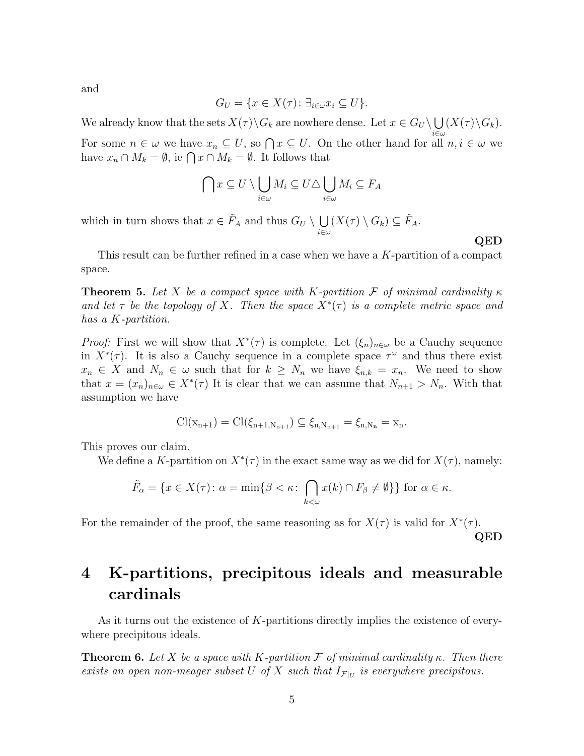and

$$G_U = \{x \in X(\tau) \colon \exists_{i\in\omega} x_i \subseteq U\}.$$

We already know that the sets $X(\tau)\setminus G_k$ are nowhere dense. Let $x \in G_U \setminus \bigcup_{i\in\omega}(X(\tau)\setminus G_k)$. For some $n \in \omega$ we have $x_n \subseteq U$, so $\bigcap x \subseteq U$. On the other hand for all $n, i \in \omega$ we have $x_n \cap M_k = \emptyset$, ie $\bigcap x \cap M_k = \emptyset$. It follows that

$$\bigcap x \subseteq U \setminus \bigcup_{i\in\omega} M_i \subseteq U \triangle \bigcup_{i\in\omega} M_i \subseteq F_A$$

which in turn shows that $x \in \tilde{F}_A$ and thus $G_U \setminus \bigcup_{i\in\omega}(X(\tau)\setminus G_k) \subseteq \tilde{F}_A$.

**QED**

This result can be further refined in a case when we have a $K$-partition of a compact space.

**Theorem 5.** *Let $X$ be a compact space with $K$-partition $\mathcal{F}$ of minimal cardinality $\kappa$ and let $\tau$ be the topology of $X$. Then the space $X^*(\tau)$ is a complete metric space and has a $K$-partition.*

*Proof:* First we will show that $X^*(\tau)$ is complete. Let $(\xi_n)_{n\in\omega}$ be a Cauchy sequence in $X^*(\tau)$. It is also a Cauchy sequence in a complete space $\tau^\omega$ and thus there exist $x_n \in X$ and $N_n \in \omega$ such that for $k \geq N_n$ we have $\xi_{n,k} = x_n$. We need to show that $x = (x_n)_{n\in\omega} \in X^*(\tau)$ It is clear that we can assume that $N_{n+1} > N_n$. With that assumption we have

$$\mathrm{Cl}(\mathrm{x}_{n+1}) = \mathrm{Cl}(\xi_{n+1,N_{n+1}}) \subseteq \xi_{n,N_{n+1}} = \xi_{n,N_n} = \mathrm{x}_n.$$

This proves our claim.

We define a $K$-partition on $X^*(\tau)$ in the exact same way as we did for $X(\tau)$, namely:

$$\tilde{F}_\alpha = \{x \in X(\tau) \colon \alpha = \min\{\beta < \kappa \colon \bigcap_{k<\omega} x(k) \cap F_\beta \neq \emptyset\}\} \text{ for } \alpha \in \kappa.$$

For the remainder of the proof, the same reasoning as for $X(\tau)$ is valid for $X^*(\tau)$.

**QED**

# 4 K-partitions, precipitous ideals and measurable cardinals

As it turns out the existence of $K$-partitions directly implies the existence of everywhere precipitous ideals.

**Theorem 6.** *Let $X$ be a space with $K$-partition $\mathcal{F}$ of minimal cardinality $\kappa$. Then there exists an open non-meager subset $U$ of $X$ such that $I_{\mathcal{F}|_U}$ is everywhere precipitous.*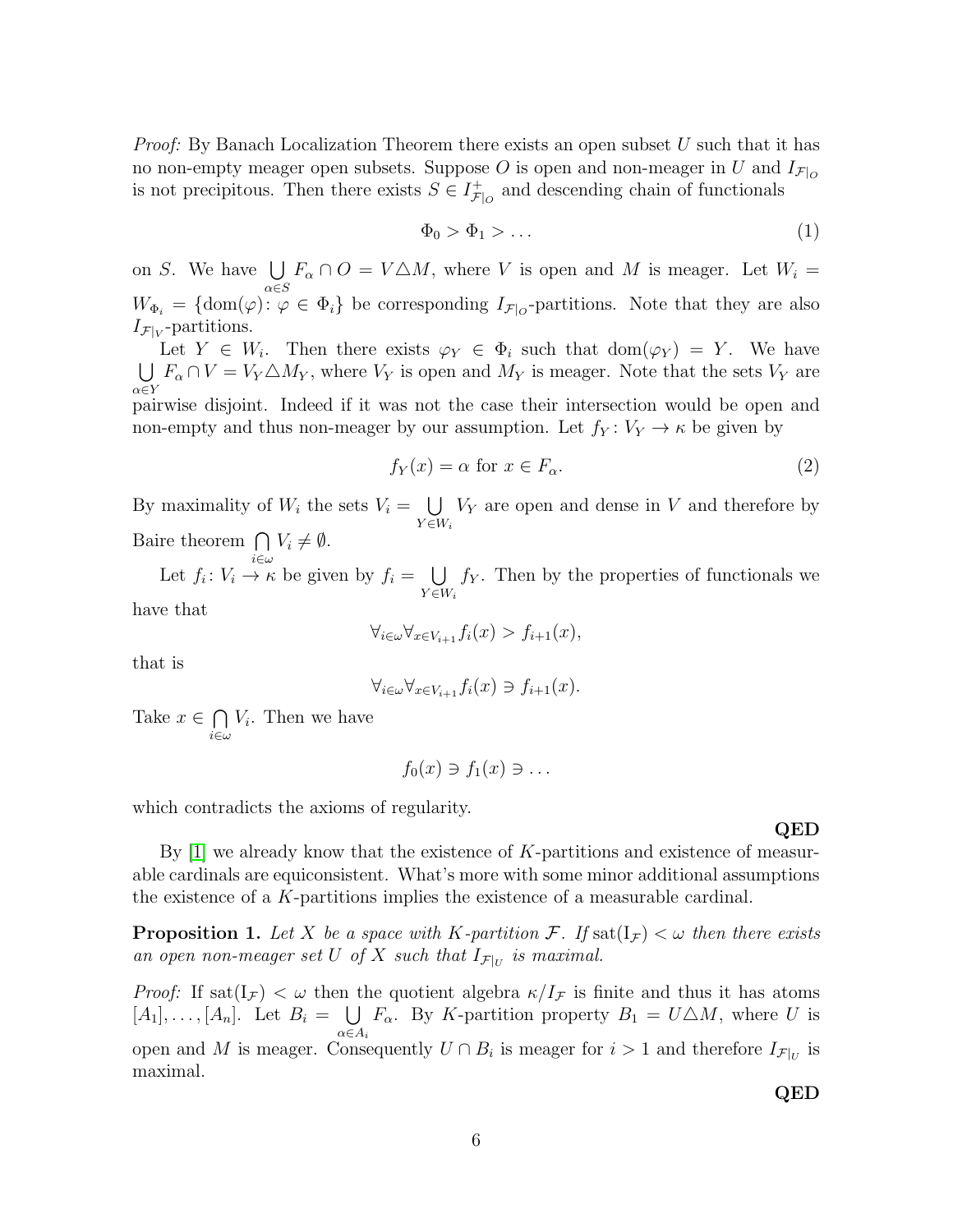*Proof:* By Banach Localization Theorem there exists an open subset $U$ such that it has no non-empty meager open subsets. Suppose $O$ is open and non-meager in $U$ and $I_{\mathcal{F}|_O}$ is not precipitous. Then there exists $S \in I^+_{\mathcal{F}|_O}$ and descending chain of functionals

$$\Phi_0 > \Phi_1 > \dots \tag{1}$$

on $S$. We have $\bigcup_{\alpha \in S} F_\alpha \cap O = V \triangle M$, where $V$ is open and $M$ is meager. Let $W_i = W_{\Phi_i} = \{\mathrm{dom}(\varphi) \colon \varphi \in \Phi_i\}$ be corresponding $I_{\mathcal{F}|_O}$-partitions. Note that they are also $I_{\mathcal{F}|_V}$-partitions.

Let $Y \in W_i$. Then there exists $\varphi_Y \in \Phi_i$ such that $\mathrm{dom}(\varphi_Y) = Y$. We have $\bigcup_{\alpha \in Y} F_\alpha \cap V = V_Y \triangle M_Y$, where $V_Y$ is open and $M_Y$ is meager. Note that the sets $V_Y$ are pairwise disjoint. Indeed if it was not the case their intersection would be open and non-empty and thus non-meager by our assumption. Let $f_Y \colon V_Y \to \kappa$ be given by

$$f_Y(x) = \alpha \text{ for } x \in F_\alpha. \tag{2}$$

By maximality of $W_i$ the sets $V_i = \bigcup_{Y \in W_i} V_Y$ are open and dense in $V$ and therefore by Baire theorem $\bigcap_{i \in \omega} V_i \neq \emptyset$.

Let $f_i \colon V_i \to \kappa$ be given by $f_i = \bigcup_{Y \in W_i} f_Y$. Then by the properties of functionals we have that

$$\forall_{i \in \omega} \forall_{x \in V_{i+1}} f_i(x) > f_{i+1}(x),$$

that is

$$\forall_{i \in \omega} \forall_{x \in V_{i+1}} f_i(x) \ni f_{i+1}(x).$$

Take $x \in \bigcap_{i \in \omega} V_i$. Then we have

$$f_0(x) \ni f_1(x) \ni \dots$$

which contradicts the axioms of regularity.

**QED**

By [1] we already know that the existence of $K$-partitions and existence of measurable cardinals are equiconsistent. What's more with some minor additional assumptions the existence of a $K$-partitions implies the existence of a measurable cardinal.

**Proposition 1.** *Let $X$ be a space with $K$-partition $\mathcal{F}$. If $\mathrm{sat}(\mathrm{I}_{\mathcal{F}}) < \omega$ then there exists an open non-meager set $U$ of $X$ such that $I_{\mathcal{F}|_U}$ is maximal.*

*Proof:* If $\mathrm{sat}(\mathrm{I}_{\mathcal{F}}) < \omega$ then the quotient algebra $\kappa / I_{\mathcal{F}}$ is finite and thus it has atoms $[A_1], \dots, [A_n]$. Let $B_i = \bigcup_{\alpha \in A_i} F_\alpha$. By $K$-partition property $B_1 = U \triangle M$, where $U$ is open and $M$ is meager. Consequently $U \cap B_i$ is meager for $i > 1$ and therefore $I_{\mathcal{F}|_U}$ is maximal.

**QED**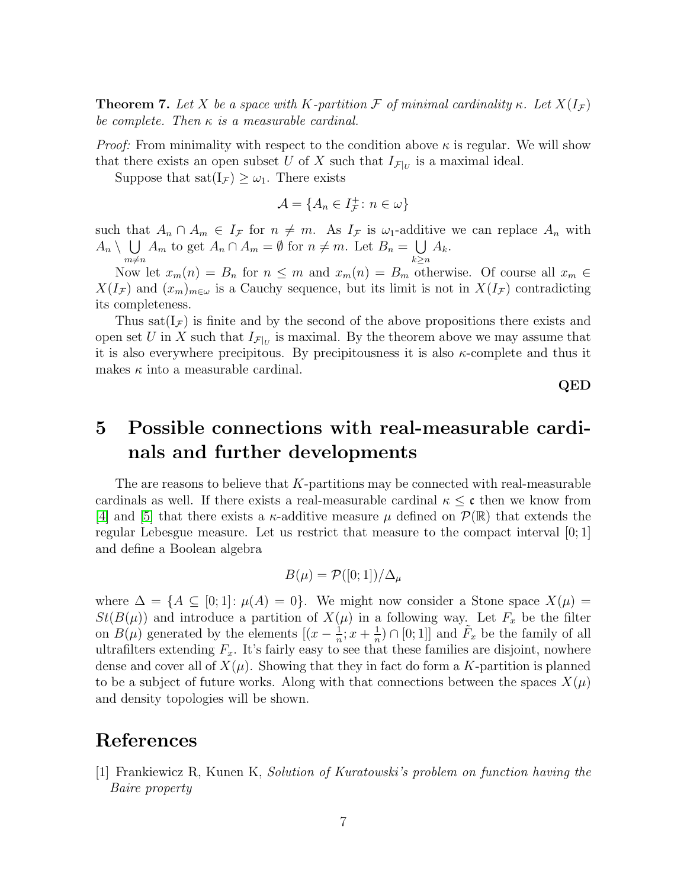**Theorem 7.** *Let $X$ be a space with $K$-partition $\mathcal{F}$ of minimal cardinality $\kappa$. Let $X(I_{\mathcal{F}})$ be complete. Then $\kappa$ is a measurable cardinal.*

*Proof:* From minimality with respect to the condition above $\kappa$ is regular. We will show that there exists an open subset $U$ of $X$ such that $I_{\mathcal{F}|_U}$ is a maximal ideal.

Suppose that $\mathrm{sat}(I_{\mathcal{F}}) \geq \omega_1$. There exists

$$\mathcal{A} = \{A_n \in I_{\mathcal{F}}^+ : n \in \omega\}$$

such that $A_n \cap A_m \in I_{\mathcal{F}}$ for $n \neq m$. As $I_{\mathcal{F}}$ is $\omega_1$-additive we can replace $A_n$ with $A_n \setminus \bigcup_{m \neq n} A_m$ to get $A_n \cap A_m = \emptyset$ for $n \neq m$. Let $B_n = \bigcup_{k \geq n} A_k$.

Now let $x_m(n) = B_n$ for $n \leq m$ and $x_m(n) = B_m$ otherwise. Of course all $x_m \in X(I_{\mathcal{F}})$ and $(x_m)_{m \in \omega}$ is a Cauchy sequence, but its limit is not in $X(I_{\mathcal{F}})$ contradicting its completeness.

Thus $\mathrm{sat}(I_{\mathcal{F}})$ is finite and by the second of the above propositions there exists and open set $U$ in $X$ such that $I_{\mathcal{F}|_U}$ is maximal. By the theorem above we may assume that it is also everywhere precipitous. By precipitousness it is also $\kappa$-complete and thus it makes $\kappa$ into a measurable cardinal.

**QED**

# 5 Possible connections with real-measurable cardinals and further developments

The are reasons to believe that $K$-partitions may be connected with real-measurable cardinals as well. If there exists a real-measurable cardinal $\kappa \leq \mathfrak{c}$ then we know from [4] and [5] that there exists a $\kappa$-additive measure $\mu$ defined on $\mathcal{P}(\mathbb{R})$ that extends the regular Lebesgue measure. Let us restrict that measure to the compact interval $[0;1]$ and define a Boolean algebra

$$B(\mu) = \mathcal{P}([0;1])/\Delta_\mu$$

where $\Delta = \{A \subseteq [0;1] : \mu(A) = 0\}$. We might now consider a Stone space $X(\mu) = St(B(\mu))$ and introduce a partition of $X(\mu)$ in a following way. Let $F_x$ be the filter on $B(\mu)$ generated by the elements $[(x - \frac{1}{n}; x + \frac{1}{n}) \cap [0;1]]$ and $\tilde{F}_x$ be the family of all ultrafilters extending $F_x$. It's fairly easy to see that these families are disjoint, nowhere dense and cover all of $X(\mu)$. Showing that they in fact do form a $K$-partition is planned to be a subject of future works. Along with that connections between the spaces $X(\mu)$ and density topologies will be shown.

# References

[1] Frankiewicz R, Kunen K, *Solution of Kuratowski's problem on function having the Baire property*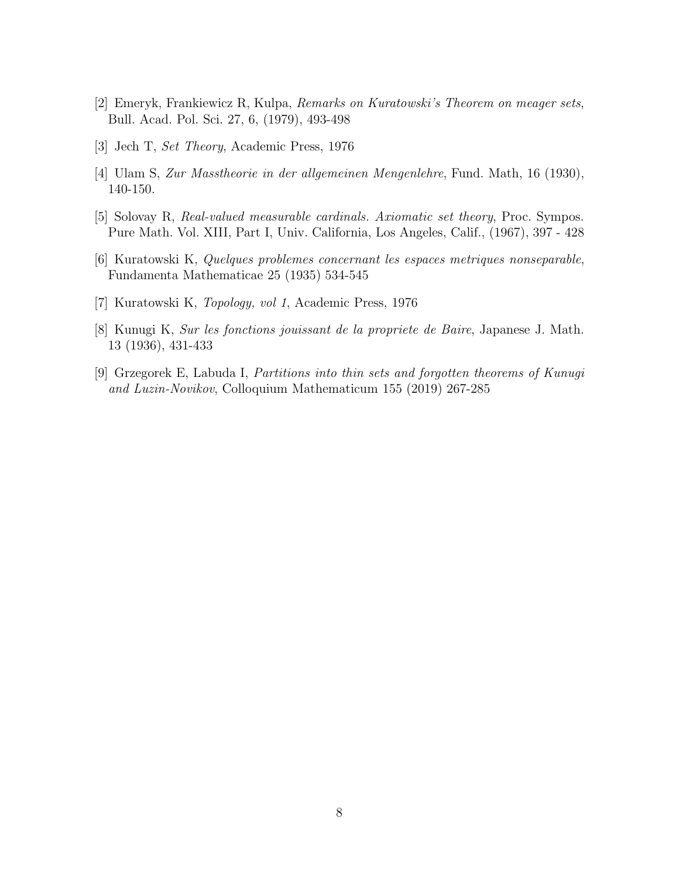[2] Emeryk, Frankiewicz R, Kulpa, *Remarks on Kuratowski's Theorem on meager sets*, Bull. Acad. Pol. Sci. 27, 6, (1979), 493-498

[3] Jech T, *Set Theory*, Academic Press, 1976

[4] Ulam S, *Zur Masstheorie in der allgemeinen Mengenlehre*, Fund. Math, 16 (1930), 140-150.

[5] Solovay R, *Real-valued measurable cardinals. Axiomatic set theory*, Proc. Sympos. Pure Math. Vol. XIII, Part I, Univ. California, Los Angeles, Calif., (1967), 397 - 428

[6] Kuratowski K, *Quelques problemes concernant les espaces metriques nonseparable*, Fundamenta Mathematicae 25 (1935) 534-545

[7] Kuratowski K, *Topology, vol 1*, Academic Press, 1976

[8] Kunugi K, *Sur les fonctions jouissant de la propriete de Baire*, Japanese J. Math. 13 (1936), 431-433

[9] Grzegorek E, Labuda I, *Partitions into thin sets and forgotten theorems of Kunugi and Luzin-Novikov*, Colloquium Mathematicum 155 (2019) 267-285